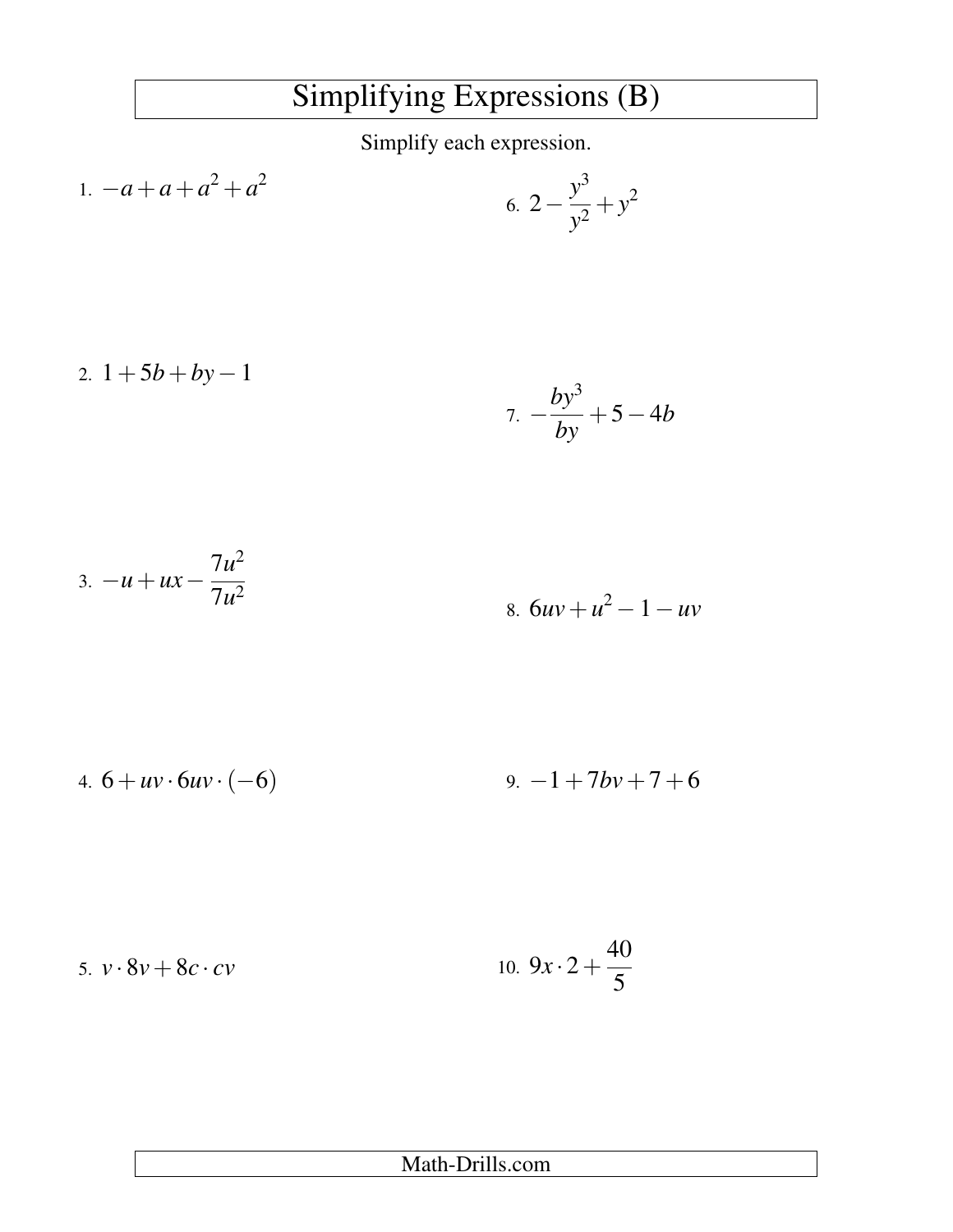# Simplifying Expressions (B)

Simplify each expression.

1. $-a+a+a^2+a^2$

2. $1+5b+by-1$

3. $-u+ux-\frac{7u^2}{7u^2}$

4. $6+uv\cdot 6uv\cdot(-6)$

5. $v\cdot 8v+8c\cdot cv$

6. $2-\frac{y^3}{y^2}+y^2$

7. $-\frac{by^3}{by}+5-4b$

8. $6uv+u^2-1-uv$

9. $-1+7bv+7+6$

10. $9x\cdot 2+\frac{40}{5}$

Math-Drills.com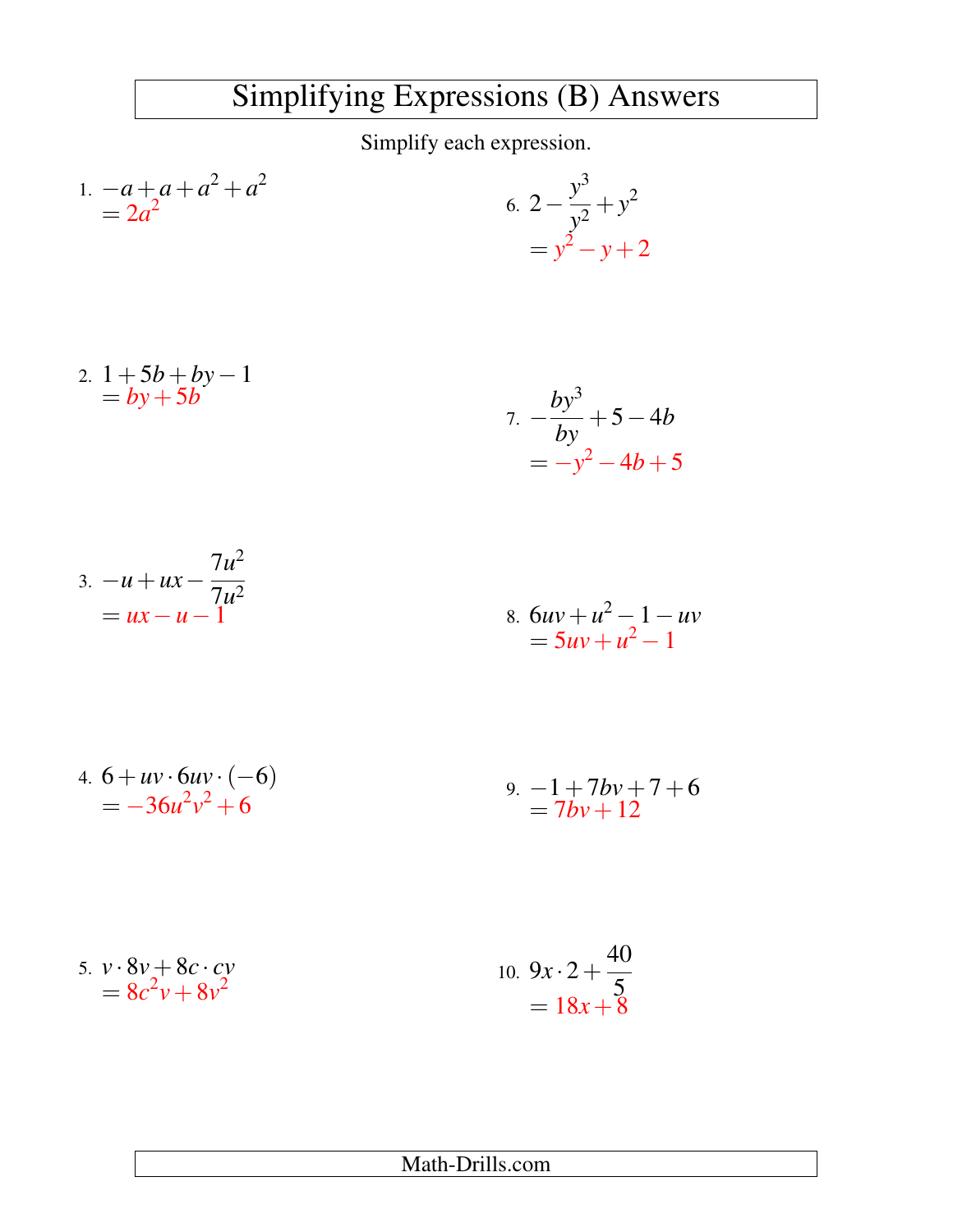# Simplifying Expressions (B) Answers

Simplify each expression.

1. $-a+a+a^2+a^2$
   $=2a^2$

2. $1+5b+by-1$
   $=by+5b$

3. $-u+ux-\dfrac{7u^2}{7u^2}$
   $=ux-u-1$

4. $6+uv\cdot 6uv\cdot(-6)$
   $=-36u^2v^2+6$

5. $v\cdot 8v+8c\cdot cv$
   $=8c^2v+8v^2$

6. $2-\dfrac{y^3}{y^2}+y^2$
   $=y^2-y+2$

7. $-\dfrac{by^3}{by}+5-4b$
   $=-y^2-4b+5$

8. $6uv+u^2-1-uv$
   $=5uv+u^2-1$

9. $-1+7bv+7+6$
   $=7bv+12$

10. $9x\cdot 2+\dfrac{40}{5}$
    $=18x+8$

Math-Drills.com